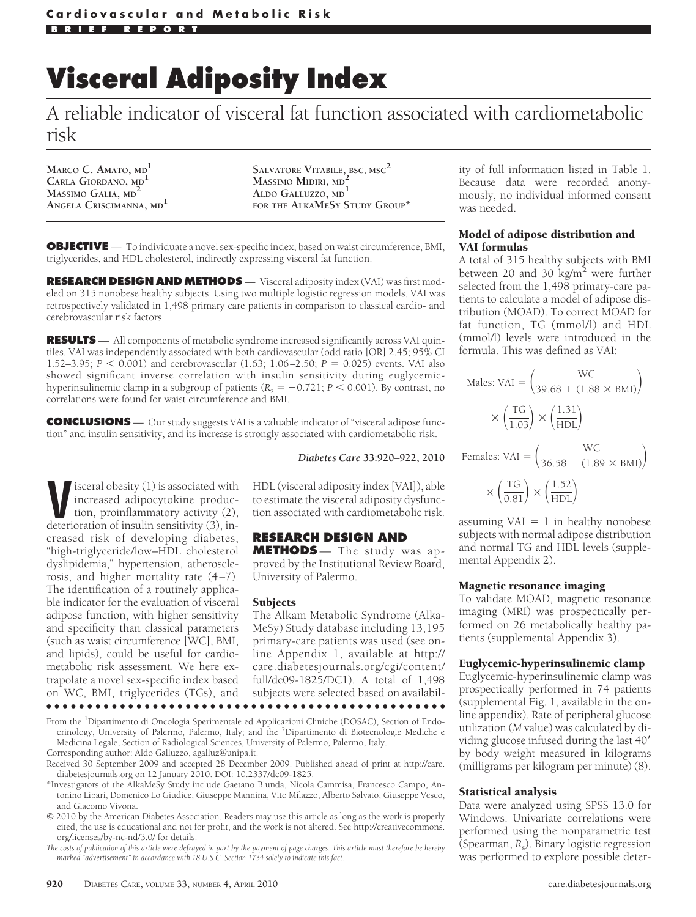# Visceral Adiposity Index

## A reliable indicator of visceral fat function associated with cardiometabolic risk

Marco C. Amato, MD[1]
Carla Giordano, MD[1]
Massimo Galia, MD[2]
Angela Criscimanna, MD[1]
Salvatore Vitabile, BSC, MSC[2]
Massimo Midiri, MD[2]
Aldo Galluzzo, MD[1]
for the AlkaMeSy Study Group*

**OBJECTIVE** — To individuate a novel sex-specific index, based on waist circumference, BMI, triglycerides, and HDL cholesterol, indirectly expressing visceral fat function.

**RESEARCH DESIGN AND METHODS** — Visceral adiposity index (VAI) was first modeled on 315 nonobese healthy subjects. Using two multiple logistic regression models, VAI was retrospectively validated in 1,498 primary care patients in comparison to classical cardio- and cerebrovascular risk factors.

**RESULTS** — All components of metabolic syndrome increased significantly across VAI quintiles. VAI was independently associated with both cardiovascular (odd ratio [OR] 2.45; 95% CI 1.52–3.95; $P < 0.001$) and cerebrovascular (1.63; 1.06–2.50; $P = 0.025$) events. VAI also showed significant inverse correlation with insulin sensitivity during euglycemic-hyperinsulinemic clamp in a subgroup of patients ($R_s = -0.721$; $P < 0.001$). By contrast, no correlations were found for waist circumference and BMI.

**CONCLUSIONS** — Our study suggests VAI is a valuable indicator of "visceral adipose function" and insulin sensitivity, and its increase is strongly associated with cardiometabolic risk.

*Diabetes Care* 33:920–922, 2010

Visceral obesity (1) is associated with increased adipocytokine production, proinflammatory activity (2), deterioration of insulin sensitivity (3), increased risk of developing diabetes, "high-triglyceride/low–HDL cholesterol dyslipidemia," hypertension, atherosclerosis, and higher mortality rate (4–7). The identification of a routinely applicable indicator for the evaluation of visceral adipose function, with higher sensitivity and specificity than classical parameters (such as waist circumference [WC], BMI, and lipids), could be useful for cardiometabolic risk assessment. We here extrapolate a novel sex-specific index based on WC, BMI, triglycerides (TGs), and HDL (visceral adiposity index [VAI]), able to estimate the visceral adiposity dysfunction associated with cardiometabolic risk.

## RESEARCH DESIGN AND METHODS

The study was approved by the Institutional Review Board, University of Palermo.

### Subjects

The Alkam Metabolic Syndrome (AlkaMeSy) Study database including 13,195 primary-care patients was used (see online Appendix 1, available at http://care.diabetesjournals.org/cgi/content/full/dc09-1825/DC1). A total of 1,498 subjects were selected based on availability of full information listed in Table 1. Because data were recorded anonymously, no individual informed consent was needed.

### Model of adipose distribution and VAI formulas

A total of 315 healthy subjects with BMI between 20 and 30 kg/m$^2$ were further selected from the 1,498 primary-care patients to calculate a model of adipose distribution (MOAD). To correct MOAD for fat function, TG (mmol/l) and HDL (mmol/l) levels were introduced in the formula. This was defined as VAI:

$$\text{Males: VAI} = \left(\frac{\text{WC}}{39.68 + (1.88 \times \text{BMI})}\right) \times \left(\frac{\text{TG}}{1.03}\right) \times \left(\frac{1.31}{\text{HDL}}\right)$$

$$\text{Females: VAI} = \left(\frac{\text{WC}}{36.58 + (1.89 \times \text{BMI})}\right) \times \left(\frac{\text{TG}}{0.81}\right) \times \left(\frac{1.52}{\text{HDL}}\right)$$

assuming VAI = 1 in healthy nonobese subjects with normal adipose distribution and normal TG and HDL levels (supplemental Appendix 2).

### Magnetic resonance imaging

To validate MOAD, magnetic resonance imaging (MRI) was prospectically performed on 26 metabolically healthy patients (supplemental Appendix 3).

### Euglycemic-hyperinsulinemic clamp

Euglycemic-hyperinsulinemic clamp was prospectically performed in 74 patients (supplemental Fig. 1, available in the online appendix). Rate of peripheral glucose utilization (*M* value) was calculated by dividing glucose infused during the last 40′ by body weight measured in kilograms (milligrams per kilogram per minute) (8).

### Statistical analysis

Data were analyzed using SPSS 13.0 for Windows. Univariate correlations were performed using the nonparametric test (Spearman, $R_s$). Binary logistic regression was performed to explore possible deter-

From the [1]Dipartimento di Oncologia Sperimentale ed Applicazioni Cliniche (DOSAC), Section of Endocrinology, University of Palermo, Palermo, Italy; and the [2]Dipartimento di Biotecnologie Mediche e Medicina Legale, Section of Radiological Sciences, University of Palermo, Palermo, Italy.

Corresponding author: Aldo Galluzzo, agalluz@unipa.it.

Received 30 September 2009 and accepted 28 December 2009. Published ahead of print at http://care.diabetesjournals.org on 12 January 2010. DOI: 10.2337/dc09-1825.

*Investigators of the AlkaMeSy Study include Gaetano Blunda, Nicola Cammisa, Francesco Campo, Antonino Lipari, Domenico Lo Giudice, Giuseppe Mannina, Vito Milazzo, Alberto Salvato, Giuseppe Vesco, and Giacomo Vivona.

© 2010 by the American Diabetes Association. Readers may use this article as long as the work is properly cited, the use is educational and not for profit, and the work is not altered. See http://creativecommons.org/licenses/by-nc-nd/3.0/ for details.

*The costs of publication of this article were defrayed in part by the payment of page charges. This article must therefore be hereby marked "advertisement" in accordance with 18 U.S.C. Section 1734 solely to indicate this fact.*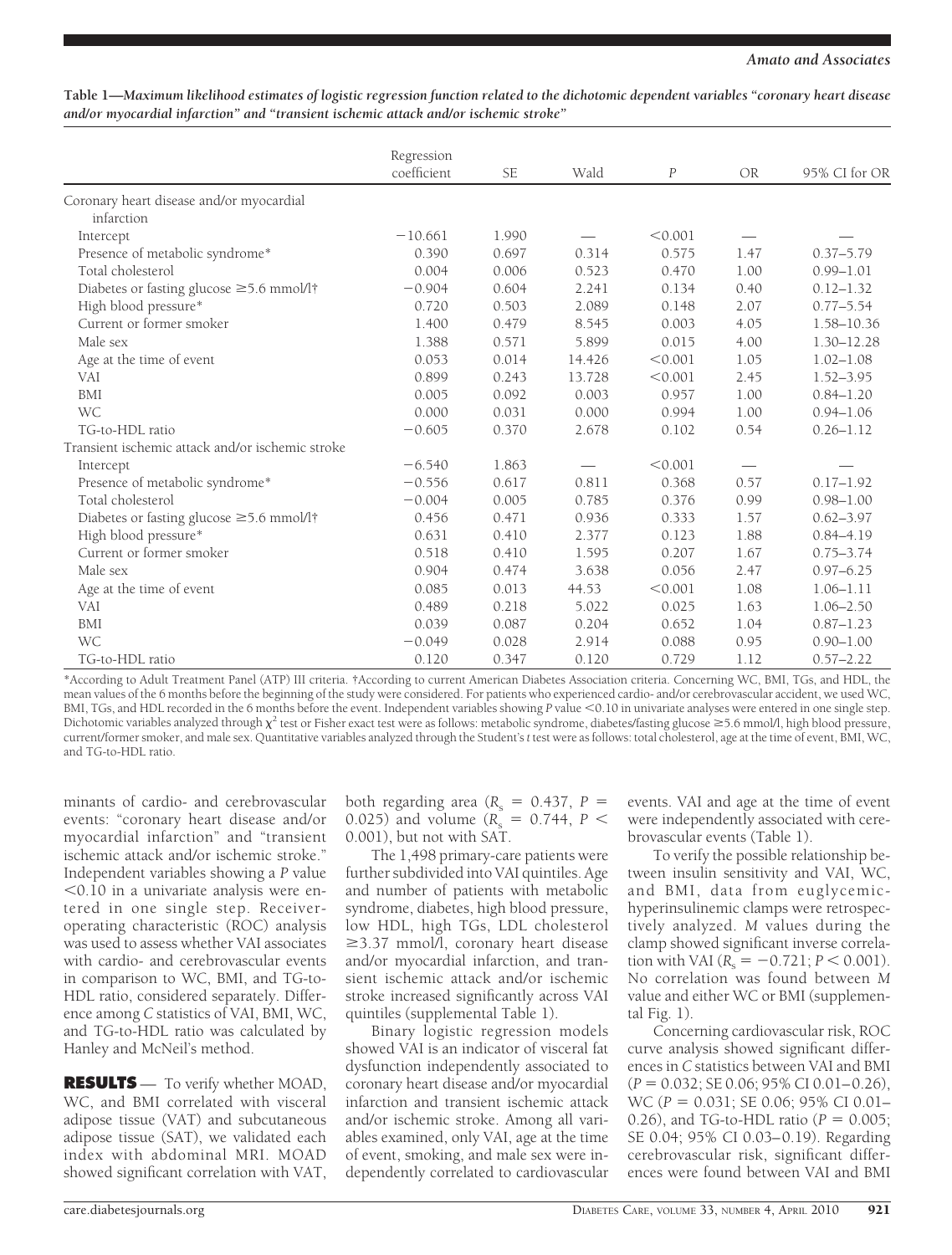**Table 1—Maximum likelihood estimates of logistic regression function related to the dichotomic dependent variables "coronary heart disease and/or myocardial infarction" and "transient ischemic attack and/or ischemic stroke"**

| | Regression coefficient | SE | Wald | $P$ | OR | 95% CI for OR |
|---|---|---|---|---|---|---|
| Coronary heart disease and/or myocardial infarction | | | | | | |
| Intercept | −10.661 | 1.990 | — | <0.001 | — | — |
| Presence of metabolic syndrome* | 0.390 | 0.697 | 0.314 | 0.575 | 1.47 | 0.37–5.79 |
| Total cholesterol | 0.004 | 0.006 | 0.523 | 0.470 | 1.00 | 0.99–1.01 |
| Diabetes or fasting glucose ≥5.6 mmol/l† | −0.904 | 0.604 | 2.241 | 0.134 | 0.40 | 0.12–1.32 |
| High blood pressure* | 0.720 | 0.503 | 2.089 | 0.148 | 2.07 | 0.77–5.54 |
| Current or former smoker | 1.400 | 0.479 | 8.545 | 0.003 | 4.05 | 1.58–10.36 |
| Male sex | 1.388 | 0.571 | 5.899 | 0.015 | 4.00 | 1.30–12.28 |
| Age at the time of event | 0.053 | 0.014 | 14.426 | <0.001 | 1.05 | 1.02–1.08 |
| VAI | 0.899 | 0.243 | 13.728 | <0.001 | 2.45 | 1.52–3.95 |
| BMI | 0.005 | 0.092 | 0.003 | 0.957 | 1.00 | 0.84–1.20 |
| WC | 0.000 | 0.031 | 0.000 | 0.994 | 1.00 | 0.94–1.06 |
| TG-to-HDL ratio | −0.605 | 0.370 | 2.678 | 0.102 | 0.54 | 0.26–1.12 |
| Transient ischemic attack and/or ischemic stroke | | | | | | |
| Intercept | −6.540 | 1.863 | — | <0.001 | — | — |
| Presence of metabolic syndrome* | −0.556 | 0.617 | 0.811 | 0.368 | 0.57 | 0.17–1.92 |
| Total cholesterol | −0.004 | 0.005 | 0.785 | 0.376 | 0.99 | 0.98–1.00 |
| Diabetes or fasting glucose ≥5.6 mmol/l† | 0.456 | 0.471 | 0.936 | 0.333 | 1.57 | 0.62–3.97 |
| High blood pressure* | 0.631 | 0.410 | 2.377 | 0.123 | 1.88 | 0.84–4.19 |
| Current or former smoker | 0.518 | 0.410 | 1.595 | 0.207 | 1.67 | 0.75–3.74 |
| Male sex | 0.904 | 0.474 | 3.638 | 0.056 | 2.47 | 0.97–6.25 |
| Age at the time of event | 0.085 | 0.013 | 44.53 | <0.001 | 1.08 | 1.06–1.11 |
| VAI | 0.489 | 0.218 | 5.022 | 0.025 | 1.63 | 1.06–2.50 |
| BMI | 0.039 | 0.087 | 0.204 | 0.652 | 1.04 | 0.87–1.23 |
| WC | −0.049 | 0.028 | 2.914 | 0.088 | 0.95 | 0.90–1.00 |
| TG-to-HDL ratio | 0.120 | 0.347 | 0.120 | 0.729 | 1.12 | 0.57–2.22 |

*According to Adult Treatment Panel (ATP) III criteria. †According to current American Diabetes Association criteria. Concerning WC, BMI, TGs, and HDL, the mean values of the 6 months before the beginning of the study were considered. For patients who experienced cardio- and/or cerebrovascular accident, we used WC, BMI, TGs, and HDL recorded in the 6 months before the event. Independent variables showing $P$ value <0.10 in univariate analyses were entered in one single step. Dichotomic variables analyzed through $\chi^2$ test or Fisher exact test were as follows: metabolic syndrome, diabetes/fasting glucose ≥5.6 mmol/l, high blood pressure, current/former smoker, and male sex. Quantitative variables analyzed through the Student's $t$ test were as follows: total cholesterol, age at the time of event, BMI, WC, and TG-to-HDL ratio.

minants of cardio- and cerebrovascular events: "coronary heart disease and/or myocardial infarction" and "transient ischemic attack and/or ischemic stroke." Independent variables showing a $P$ value <0.10 in a univariate analysis were entered in one single step. Receiver-operating characteristic (ROC) analysis was used to assess whether VAI associates with cardio- and cerebrovascular events in comparison to WC, BMI, and TG-to-HDL ratio, considered separately. Difference among $C$ statistics of VAI, BMI, WC, and TG-to-HDL ratio was calculated by Hanley and McNeil's method.

## RESULTS

To verify whether MOAD, WC, and BMI correlated with visceral adipose tissue (VAT) and subcutaneous adipose tissue (SAT), we validated each index with abdominal MRI. MOAD showed significant correlation with VAT, both regarding area ($R_s$ = 0.437, $P$ = 0.025) and volume ($R_s$ = 0.744, $P$ < 0.001), but not with SAT.

The 1,498 primary-care patients were further subdivided into VAI quintiles. Age and number of patients with metabolic syndrome, diabetes, high blood pressure, low HDL, high TGs, LDL cholesterol ≥3.37 mmol/l, coronary heart disease and/or myocardial infarction, and transient ischemic attack and/or ischemic stroke increased significantly across VAI quintiles (supplemental Table 1).

Binary logistic regression models showed VAI is an indicator of visceral fat dysfunction independently associated to coronary heart disease and/or myocardial infarction and transient ischemic attack and/or ischemic stroke. Among all variables examined, only VAI, age at the time of event, smoking, and male sex were independently correlated to cardiovascular events. VAI and age at the time of event were independently associated with cerebrovascular events (Table 1).

To verify the possible relationship between insulin sensitivity and VAI, WC, and BMI, data from euglycemic-hyperinsulinemic clamps were retrospectively analyzed. $M$ values during the clamp showed significant inverse correlation with VAI ($R_s$ = −0.721; $P$ < 0.001). No correlation was found between $M$ value and either WC or BMI (supplemental Fig. 1).

Concerning cardiovascular risk, ROC curve analysis showed significant differences in $C$ statistics between VAI and BMI ($P$ = 0.032; SE 0.06; 95% CI 0.01–0.26), WC ($P$ = 0.031; SE 0.06; 95% CI 0.01–0.26), and TG-to-HDL ratio ($P$ = 0.005; SE 0.04; 95% CI 0.03–0.19). Regarding cerebrovascular risk, significant differences were found between VAI and BMI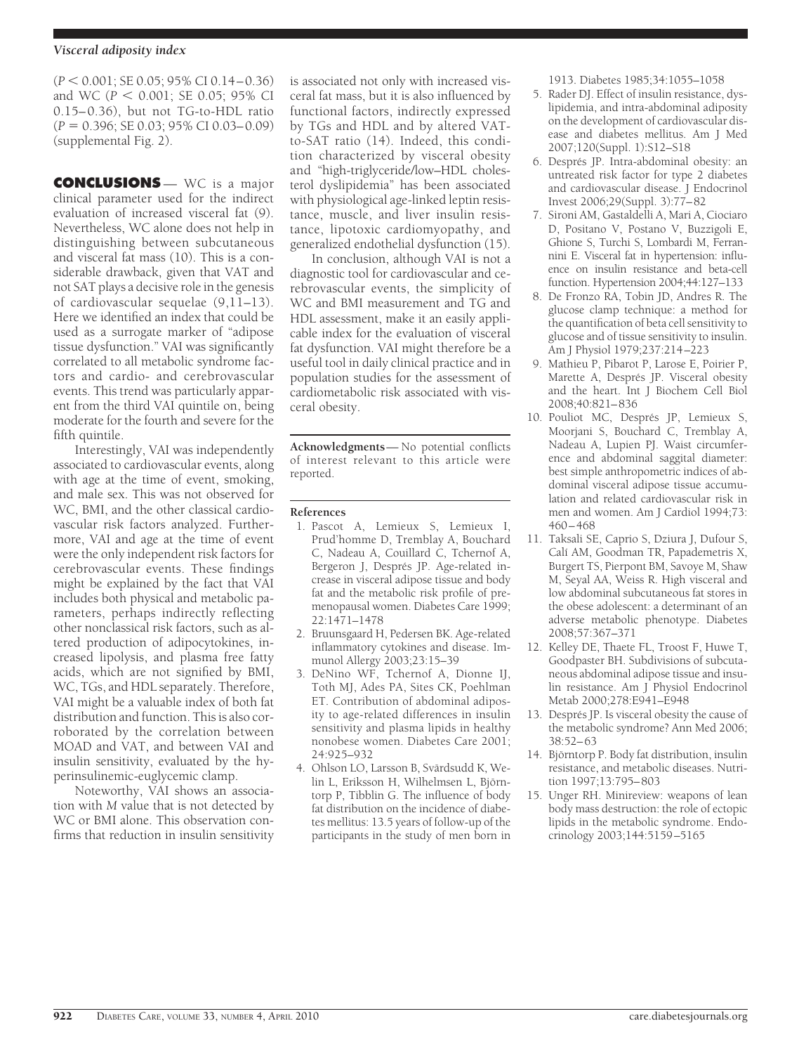($P < 0.001$; SE 0.05; 95% CI 0.14–0.36) and WC ($P < 0.001$; SE 0.05; 95% CI 0.15–0.36), but not TG-to-HDL ratio ($P = 0.396$; SE 0.03; 95% CI 0.03–0.09) (supplemental Fig. 2).

## CONCLUSIONS

WC is a major clinical parameter used for the indirect evaluation of increased visceral fat (9). Nevertheless, WC alone does not help in distinguishing between subcutaneous and visceral fat mass (10). This is a considerable drawback, given that VAT and not SAT plays a decisive role in the genesis of cardiovascular sequelae (9,11–13). Here we identified an index that could be used as a surrogate marker of "adipose tissue dysfunction." VAI was significantly correlated to all metabolic syndrome factors and cardio- and cerebrovascular events. This trend was particularly apparent from the third VAI quintile on, being moderate for the fourth and severe for the fifth quintile.

Interestingly, VAI was independently associated to cardiovascular events, along with age at the time of event, smoking, and male sex. This was not observed for WC, BMI, and the other classical cardiovascular risk factors analyzed. Furthermore, VAI and age at the time of event were the only independent risk factors for cerebrovascular events. These findings might be explained by the fact that VAI includes both physical and metabolic parameters, perhaps indirectly reflecting other nonclassical risk factors, such as altered production of adipocytokines, increased lipolysis, and plasma free fatty acids, which are not signified by BMI, WC, TGs, and HDL separately. Therefore, VAI might be a valuable index of both fat distribution and function. This is also corroborated by the correlation between MOAD and VAT, and between VAI and insulin sensitivity, evaluated by the hyperinsulinemic-euglycemic clamp.

Noteworthy, VAI shows an association with *M* value that is not detected by WC or BMI alone. This observation confirms that reduction in insulin sensitivity is associated not only with increased visceral fat mass, but it is also influenced by functional factors, indirectly expressed by TGs and HDL and by altered VAT-to-SAT ratio (14). Indeed, this condition characterized by visceral obesity and "high-triglyceride/low–HDL cholesterol dyslipidemia" has been associated with physiological age-linked leptin resistance, muscle, and liver insulin resistance, lipotoxic cardiomyopathy, and generalized endothelial dysfunction (15).

In conclusion, although VAI is not a diagnostic tool for cardiovascular and cerebrovascular events, the simplicity of WC and BMI measurement and TG and HDL assessment, make it an easily applicable index for the evaluation of visceral fat dysfunction. VAI might therefore be a useful tool in daily clinical practice and in population studies for the assessment of cardiometabolic risk associated with visceral obesity.

**Acknowledgments**— No potential conflicts of interest relevant to this article were reported.

### References

1. Pascot A, Lemieux S, Lemieux I, Prud'homme D, Tremblay A, Bouchard C, Nadeau A, Couillard C, Tchernof A, Bergeron J, Després JP. Age-related increase in visceral adipose tissue and body fat and the metabolic risk profile of premenopausal women. Diabetes Care 1999; 22:1471–1478
2. Bruunsgaard H, Pedersen BK. Age-related inflammatory cytokines and disease. Immunol Allergy 2003;23:15–39
3. DeNino WF, Tchernof A, Dionne IJ, Toth MJ, Ades PA, Sites CK, Poehlman ET. Contribution of abdominal adiposity to age-related differences in insulin sensitivity and plasma lipids in healthy nonobese women. Diabetes Care 2001; 24:925–932
4. Ohlson LO, Larsson B, Svärdsudd K, Welin L, Eriksson H, Wilhelmsen L, Björntorp P, Tibblin G. The influence of body fat distribution on the incidence of diabetes mellitus: 13.5 years of follow-up of the participants in the study of men born in 1913. Diabetes 1985;34:1055–1058
5. Rader DJ. Effect of insulin resistance, dyslipidemia, and intra-abdominal adiposity on the development of cardiovascular disease and diabetes mellitus. Am J Med 2007;120(Suppl. 1):S12–S18
6. Després JP. Intra-abdominal obesity: an untreated risk factor for type 2 diabetes and cardiovascular disease. J Endocrinol Invest 2006;29(Suppl. 3):77–82
7. Sironi AM, Gastaldelli A, Mari A, Ciociaro D, Positano V, Postano V, Buzzigoli E, Ghione S, Turchi S, Lombardi M, Ferrannini E. Visceral fat in hypertension: influence on insulin resistance and beta-cell function. Hypertension 2004;44:127–133
8. De Fronzo RA, Tobin JD, Andres R. The glucose clamp technique: a method for the quantification of beta cell sensitivity to glucose and of tissue sensitivity to insulin. Am J Physiol 1979;237:214–223
9. Mathieu P, Pibarot P, Larose E, Poirier P, Marette A, Després JP. Visceral obesity and the heart. Int J Biochem Cell Biol 2008;40:821–836
10. Pouliot MC, Després JP, Lemieux S, Moorjani S, Bouchard C, Tremblay A, Nadeau A, Lupien PJ. Waist circumference and abdominal saggital diameter: best simple anthropometric indices of abdominal visceral adipose tissue accumulation and related cardiovascular risk in men and women. Am J Cardiol 1994;73: 460–468
11. Taksali SE, Caprio S, Dziura J, Dufour S, Calí AM, Goodman TR, Papademetris X, Burgert TS, Pierpont BM, Savoye M, Shaw M, Seyal AA, Weiss R. High visceral and low abdominal subcutaneous fat stores in the obese adolescent: a determinant of an adverse metabolic phenotype. Diabetes 2008;57:367–371
12. Kelley DE, Thaete FL, Troost F, Huwe T, Goodpaster BH. Subdivisions of subcutaneous abdominal adipose tissue and insulin resistance. Am J Physiol Endocrinol Metab 2000;278:E941–E948
13. Després JP. Is visceral obesity the cause of the metabolic syndrome? Ann Med 2006; 38:52–63
14. Björntorp P. Body fat distribution, insulin resistance, and metabolic diseases. Nutrition 1997;13:795–803
15. Unger RH. Minireview: weapons of lean body mass destruction: the role of ectopic lipids in the metabolic syndrome. Endocrinology 2003;144:5159–5165